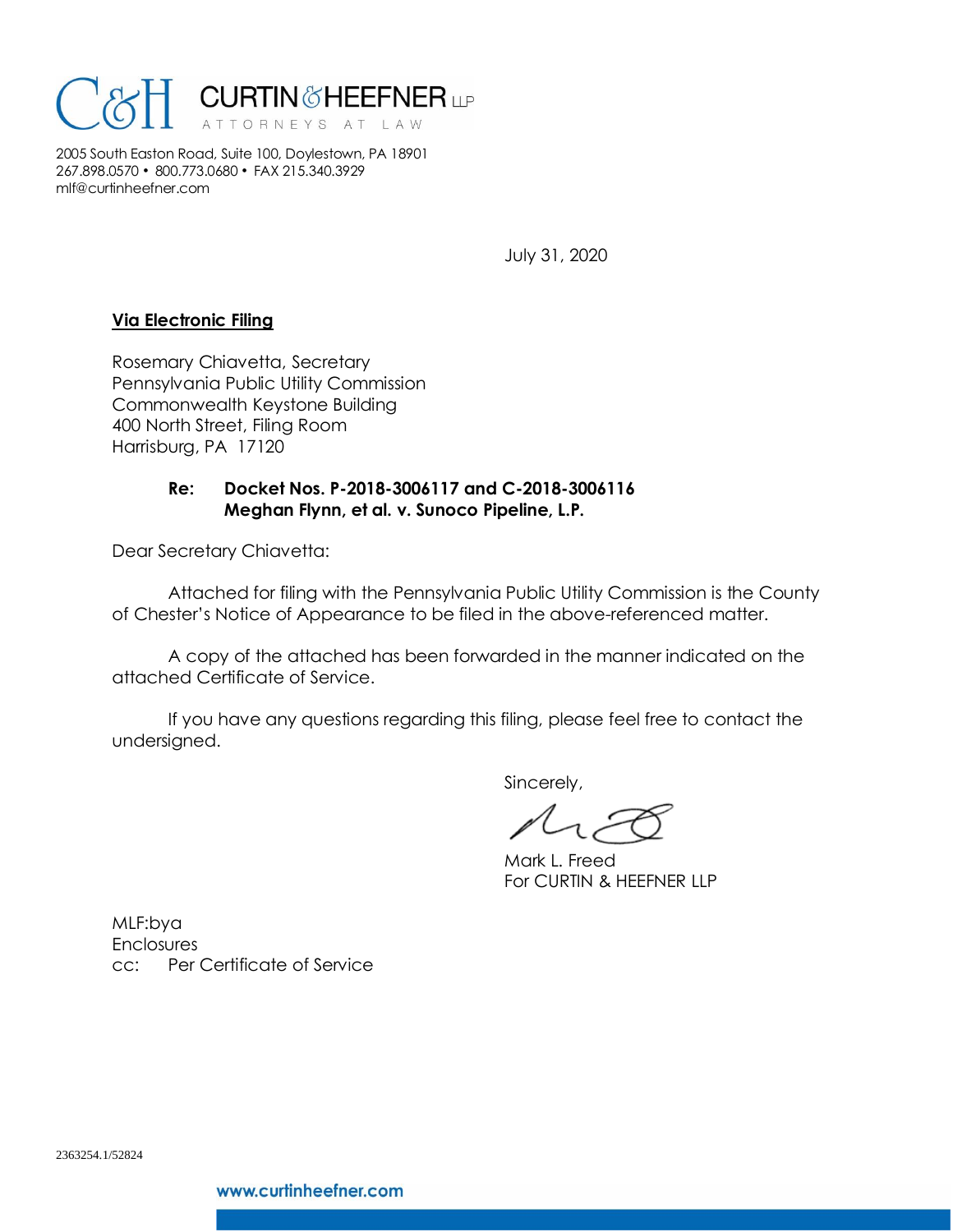**CURTIN & HEEFNER LLP**
ATTORNEYS AT LAW

2005 South Easton Road, Suite 100, Doylestown, PA 18901
267.898.0570 • 800.773.0680 • FAX 215.340.3929
mlf@curtinheefner.com

July 31, 2020

**Via Electronic Filing**

Rosemary Chiavetta, Secretary
Pennsylvania Public Utility Commission
Commonwealth Keystone Building
400 North Street, Filing Room
Harrisburg, PA 17120

**Re: Docket Nos. P-2018-3006117 and C-2018-3006116**
**Meghan Flynn, et al. v. Sunoco Pipeline, L.P.**

Dear Secretary Chiavetta:

Attached for filing with the Pennsylvania Public Utility Commission is the County of Chester's Notice of Appearance to be filed in the above-referenced matter.

A copy of the attached has been forwarded in the manner indicated on the attached Certificate of Service.

If you have any questions regarding this filing, please feel free to contact the undersigned.

Sincerely,

Mark L. Freed
For CURTIN & HEEFNER LLP

MLF:bya
Enclosures
cc: Per Certificate of Service

2363254.1/52824

www.curtinheefner.com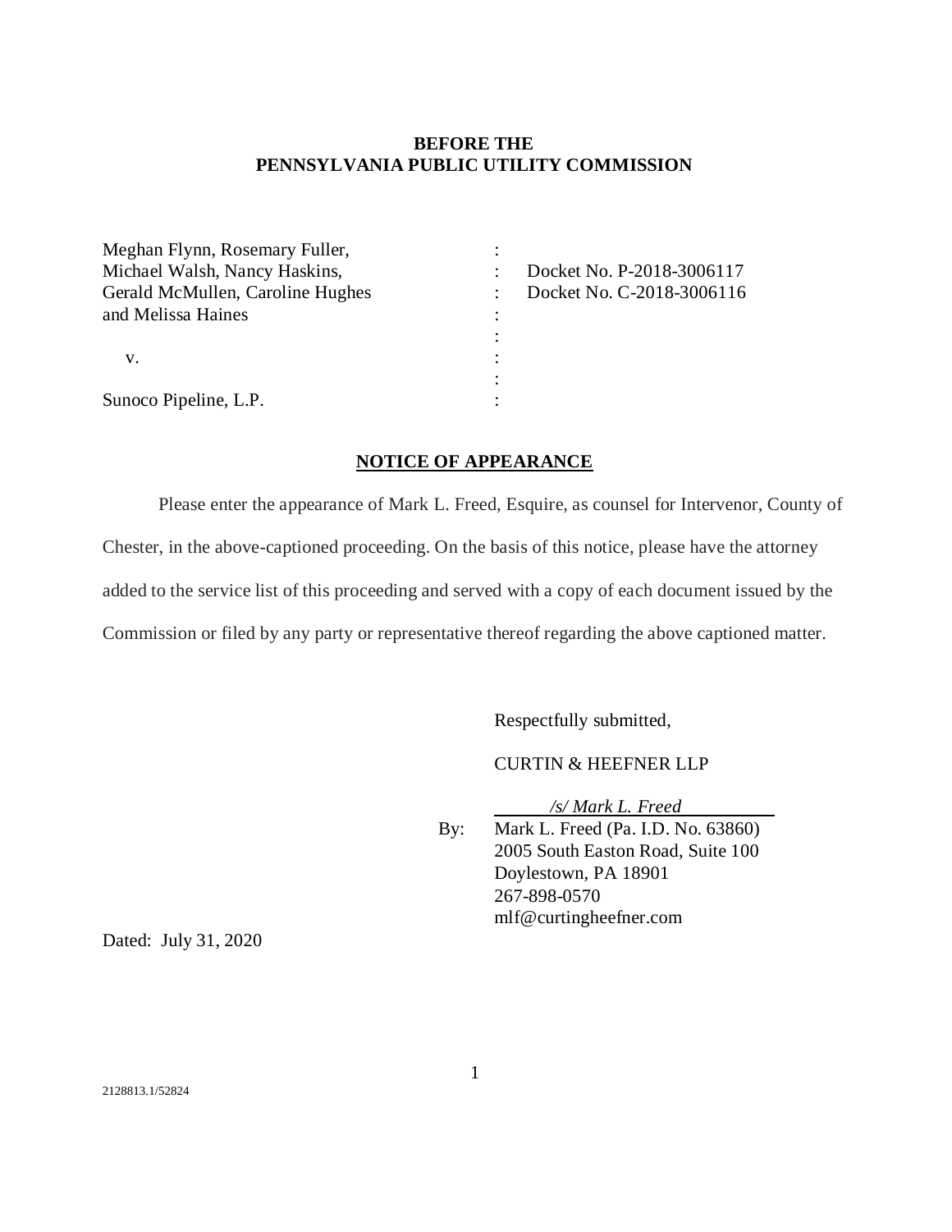**BEFORE THE**
**PENNSYLVANIA PUBLIC UTILITY COMMISSION**

| | | |
|---|---|---|
| Meghan Flynn, Rosemary Fuller, | : | |
| Michael Walsh, Nancy Haskins, | : | Docket No. P-2018-3006117 |
| Gerald McMullen, Caroline Hughes | : | Docket No. C-2018-3006116 |
| and Melissa Haines | : | |
| | : | |
| v. | : | |
| | : | |
| Sunoco Pipeline, L.P. | : | |

**NOTICE OF APPEARANCE**

Please enter the appearance of Mark L. Freed, Esquire, as counsel for Intervenor, County of Chester, in the above-captioned proceeding. On the basis of this notice, please have the attorney added to the service list of this proceeding and served with a copy of each document issued by the Commission or filed by any party or representative thereof regarding the above captioned matter.

Respectfully submitted,

CURTIN & HEEFNER LLP

*/s/ Mark L. Freed*

By: Mark L. Freed (Pa. I.D. No. 63860)
2005 South Easton Road, Suite 100
Doylestown, PA 18901
267-898-0570
mlf@curtingheefner.com

Dated: July 31, 2020

2128813.1/52824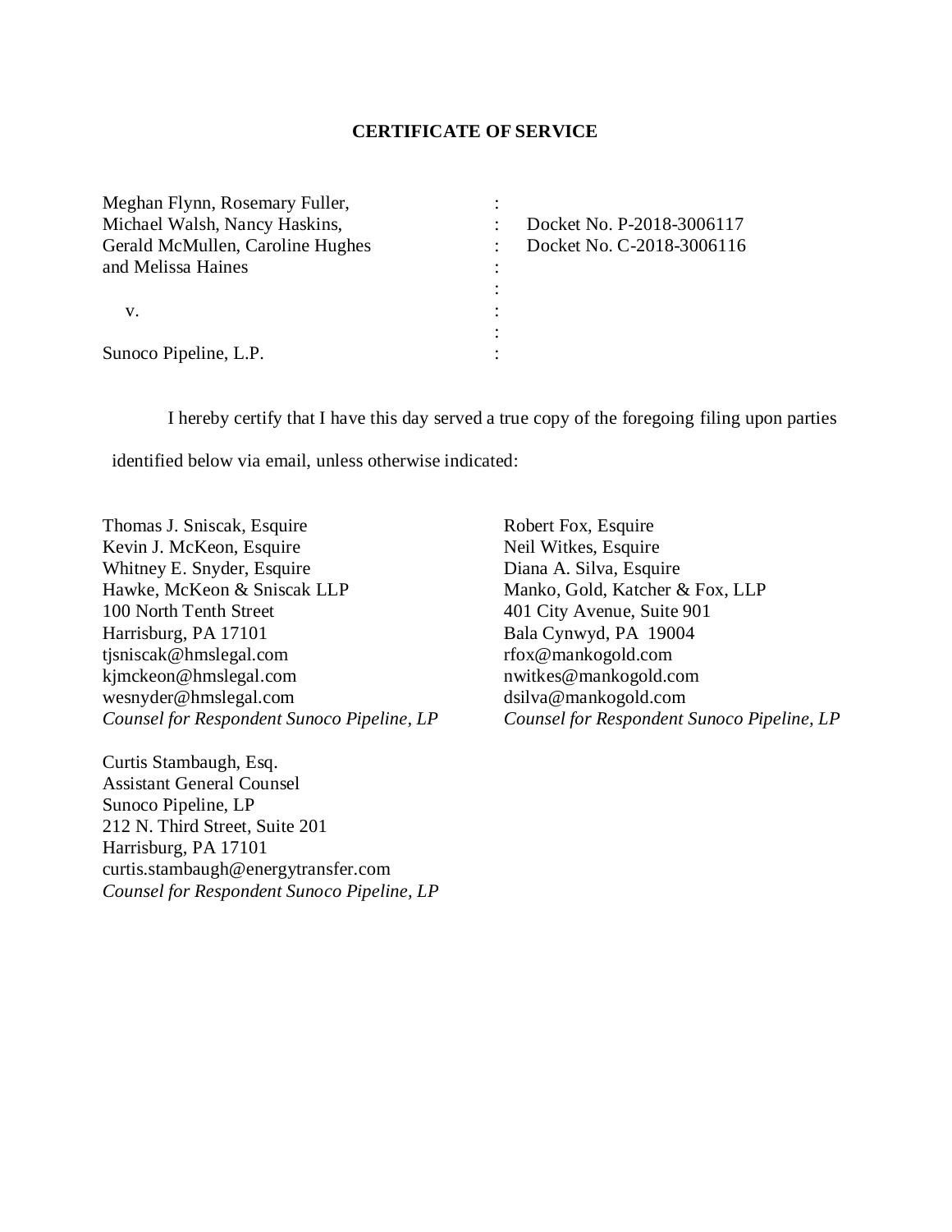## CERTIFICATE OF SERVICE

| | | |
|---|---|---|
| Meghan Flynn, Rosemary Fuller, | : | |
| Michael Walsh, Nancy Haskins, | : | Docket No. P-2018-3006117 |
| Gerald McMullen, Caroline Hughes | : | Docket No. C-2018-3006116 |
| and Melissa Haines | : | |
| | : | |
| v. | : | |
| | : | |
| Sunoco Pipeline, L.P. | : | |

I hereby certify that I have this day served a true copy of the foregoing filing upon parties identified below via email, unless otherwise indicated:

Thomas J. Sniscak, Esquire
Kevin J. McKeon, Esquire
Whitney E. Snyder, Esquire
Hawke, McKeon & Sniscak LLP
100 North Tenth Street
Harrisburg, PA 17101
tjsniscak@hmslegal.com
kjmckeon@hmslegal.com
wesnyder@hmslegal.com
*Counsel for Respondent Sunoco Pipeline, LP*

Robert Fox, Esquire
Neil Witkes, Esquire
Diana A. Silva, Esquire
Manko, Gold, Katcher & Fox, LLP
401 City Avenue, Suite 901
Bala Cynwyd, PA 19004
rfox@mankogold.com
nwitkes@mankogold.com
dsilva@mankogold.com
*Counsel for Respondent Sunoco Pipeline, LP*

Curtis Stambaugh, Esq.
Assistant General Counsel
Sunoco Pipeline, LP
212 N. Third Street, Suite 201
Harrisburg, PA 17101
curtis.stambaugh@energytransfer.com
*Counsel for Respondent Sunoco Pipeline, LP*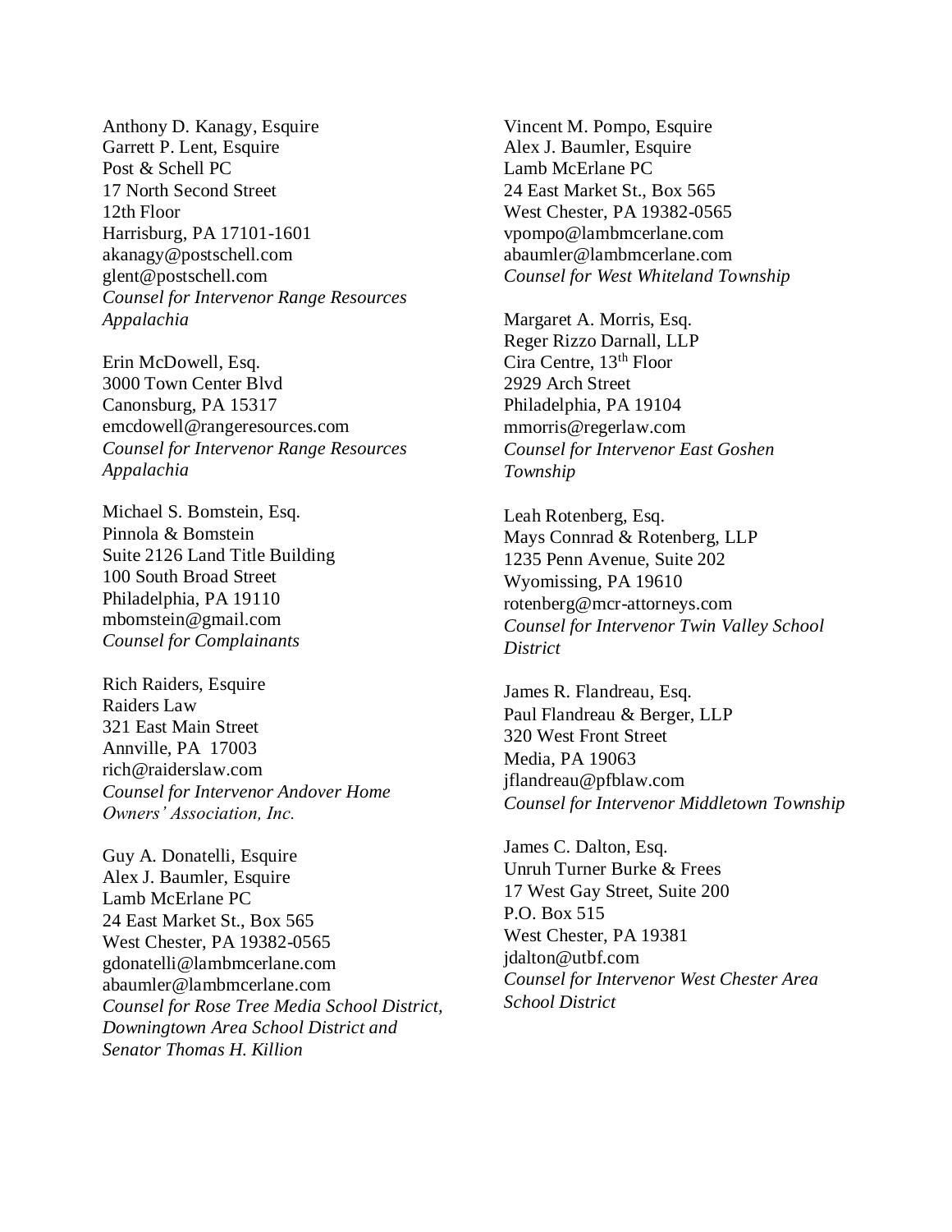Anthony D. Kanagy, Esquire
Garrett P. Lent, Esquire
Post & Schell PC
17 North Second Street
12th Floor
Harrisburg, PA 17101-1601
akanagy@postschell.com
glent@postschell.com
*Counsel for Intervenor Range Resources Appalachia*

Erin McDowell, Esq.
3000 Town Center Blvd
Canonsburg, PA 15317
emcdowell@rangeresources.com
*Counsel for Intervenor Range Resources Appalachia*

Michael S. Bomstein, Esq.
Pinnola & Bomstein
Suite 2126 Land Title Building
100 South Broad Street
Philadelphia, PA 19110
mbomstein@gmail.com
*Counsel for Complainants*

Rich Raiders, Esquire
Raiders Law
321 East Main Street
Annville, PA 17003
rich@raiderslaw.com
*Counsel for Intervenor Andover Home Owners' Association, Inc.*

Guy A. Donatelli, Esquire
Alex J. Baumler, Esquire
Lamb McErlane PC
24 East Market St., Box 565
West Chester, PA 19382-0565
gdonatelli@lambmcerlane.com
abaumler@lambmcerlane.com
*Counsel for Rose Tree Media School District, Downingtown Area School District and Senator Thomas H. Killion*

Vincent M. Pompo, Esquire
Alex J. Baumler, Esquire
Lamb McErlane PC
24 East Market St., Box 565
West Chester, PA 19382-0565
vpompo@lambmcerlane.com
abaumler@lambmcerlane.com
*Counsel for West Whiteland Township*

Margaret A. Morris, Esq.
Reger Rizzo Darnall, LLP
Cira Centre, 13th Floor
2929 Arch Street
Philadelphia, PA 19104
mmorris@regerlaw.com
*Counsel for Intervenor East Goshen Township*

Leah Rotenberg, Esq.
Mays Connrad & Rotenberg, LLP
1235 Penn Avenue, Suite 202
Wyomissing, PA 19610
rotenberg@mcr-attorneys.com
*Counsel for Intervenor Twin Valley School District*

James R. Flandreau, Esq.
Paul Flandreau & Berger, LLP
320 West Front Street
Media, PA 19063
jflandreau@pfblaw.com
*Counsel for Intervenor Middletown Township*

James C. Dalton, Esq.
Unruh Turner Burke & Frees
17 West Gay Street, Suite 200
P.O. Box 515
West Chester, PA 19381
jdalton@utbf.com
*Counsel for Intervenor West Chester Area School District*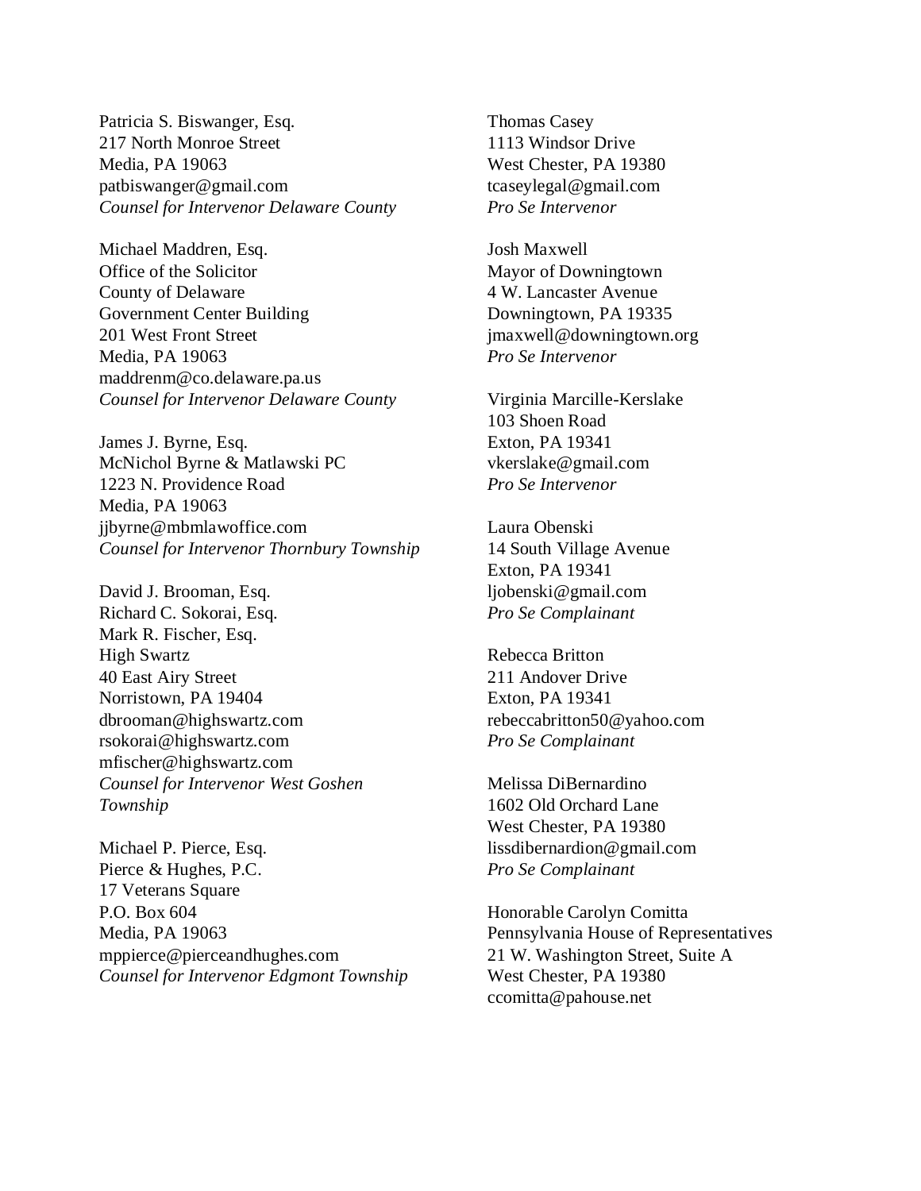Patricia S. Biswanger, Esq.
217 North Monroe Street
Media, PA 19063
patbiswanger@gmail.com
*Counsel for Intervenor Delaware County*

Michael Maddren, Esq.
Office of the Solicitor
County of Delaware
Government Center Building
201 West Front Street
Media, PA 19063
maddrenm@co.delaware.pa.us
*Counsel for Intervenor Delaware County*

James J. Byrne, Esq.
McNichol Byrne & Matlawski PC
1223 N. Providence Road
Media, PA 19063
jjbyrne@mbmlawoffice.com
*Counsel for Intervenor Thornbury Township*

David J. Brooman, Esq.
Richard C. Sokorai, Esq.
Mark R. Fischer, Esq.
High Swartz
40 East Airy Street
Norristown, PA 19404
dbrooman@highswartz.com
rsokorai@highswartz.com
mfischer@highswartz.com
*Counsel for Intervenor West Goshen Township*

Michael P. Pierce, Esq.
Pierce & Hughes, P.C.
17 Veterans Square
P.O. Box 604
Media, PA 19063
mppierce@pierceandhughes.com
*Counsel for Intervenor Edgmont Township*

Thomas Casey
1113 Windsor Drive
West Chester, PA 19380
tcaseylegal@gmail.com
*Pro Se Intervenor*

Josh Maxwell
Mayor of Downingtown
4 W. Lancaster Avenue
Downingtown, PA 19335
jmaxwell@downingtown.org
*Pro Se Intervenor*

Virginia Marcille-Kerslake
103 Shoen Road
Exton, PA 19341
vkerslake@gmail.com
*Pro Se Intervenor*

Laura Obenski
14 South Village Avenue
Exton, PA 19341
ljobenski@gmail.com
*Pro Se Complainant*

Rebecca Britton
211 Andover Drive
Exton, PA 19341
rebeccabritton50@yahoo.com
*Pro Se Complainant*

Melissa DiBernardino
1602 Old Orchard Lane
West Chester, PA 19380
lissdibernardion@gmail.com
*Pro Se Complainant*

Honorable Carolyn Comitta
Pennsylvania House of Representatives
21 W. Washington Street, Suite A
West Chester, PA 19380
ccomitta@pahouse.net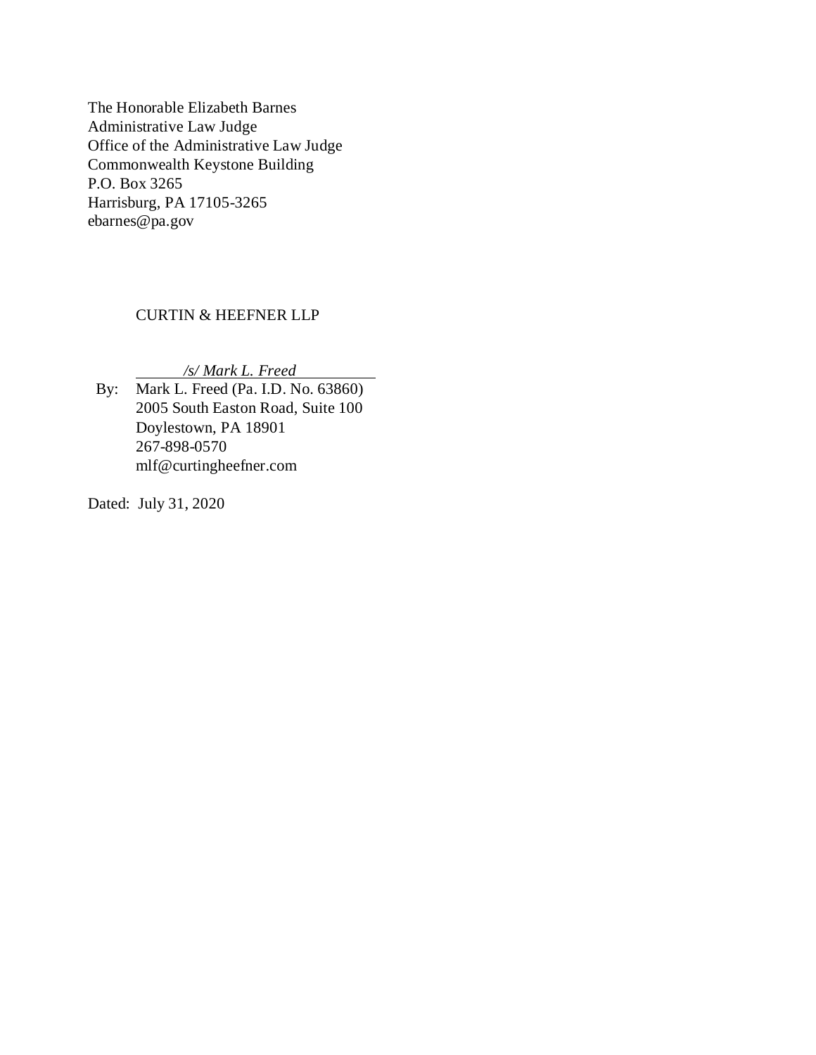The Honorable Elizabeth Barnes
Administrative Law Judge
Office of the Administrative Law Judge
Commonwealth Keystone Building
P.O. Box 3265
Harrisburg, PA 17105-3265
ebarnes@pa.gov

CURTIN & HEEFNER LLP

*/s/ Mark L. Freed*

By: Mark L. Freed (Pa. I.D. No. 63860)
2005 South Easton Road, Suite 100
Doylestown, PA 18901
267-898-0570
mlf@curtingheefner.com

Dated: July 31, 2020